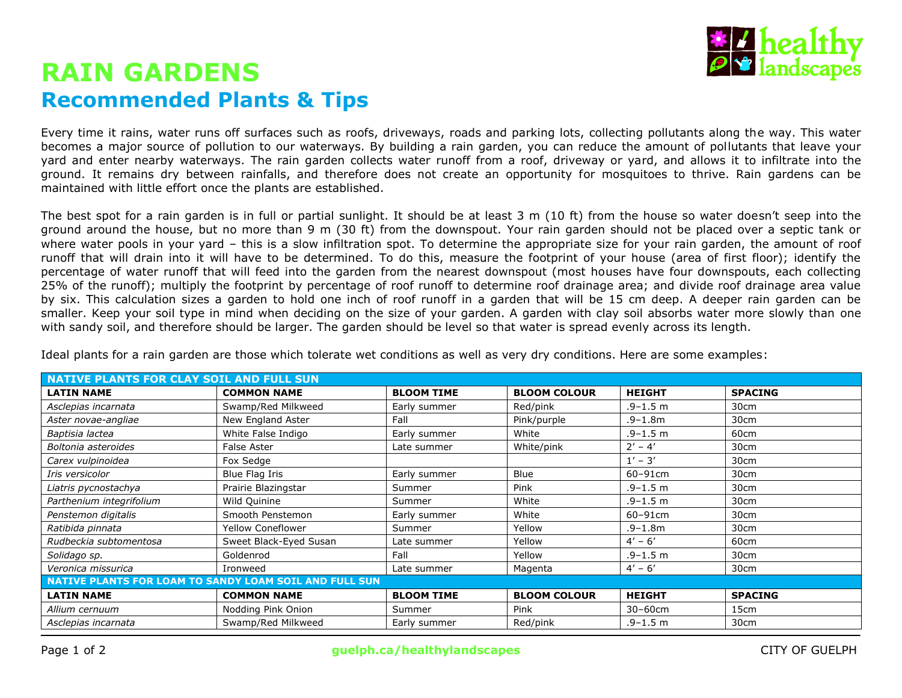# RAIN GARDENS

## Recommended Plants & Tips

Every time it rains, water runs off surfaces such as roofs, driveways, roads and parking lots, collecting pollutants along the way. This water becomes a major source of pollution to our waterways. By building a rain garden, you can reduce the amount of pollutants that leave your yard and enter nearby waterways. The rain garden collects water runoff from a roof, driveway or yard, and allows it to infiltrate into the ground. It remains dry between rainfalls, and therefore does not create an opportunity for mosquitoes to thrive. Rain gardens can be maintained with little effort once the plants are established.

The best spot for a rain garden is in full or partial sunlight. It should be at least 3 m (10 ft) from the house so water doesn't seep into the ground around the house, but no more than 9 m (30 ft) from the downspout. Your rain garden should not be placed over a septic tank or where water pools in your yard – this is a slow infiltration spot. To determine the appropriate size for your rain garden, the amount of roof runoff that will drain into it will have to be determined. To do this, measure the footprint of your house (area of first floor); identify the percentage of water runoff that will feed into the garden from the nearest downspout (most houses have four downspouts, each collecting 25% of the runoff); multiply the footprint by percentage of roof runoff to determine roof drainage area; and divide roof drainage area value by six. This calculation sizes a garden to hold one inch of roof runoff in a garden that will be 15 cm deep. A deeper rain garden can be smaller. Keep your soil type in mind when deciding on the size of your garden. A garden with clay soil absorbs water more slowly than one with sandy soil, and therefore should be larger. The garden should be level so that water is spread evenly across its length.

Ideal plants for a rain garden are those which tolerate wet conditions as well as very dry conditions. Here are some examples:

| **NATIVE PLANTS FOR CLAY SOIL AND FULL SUN** | | | | | |
|---|---|---|---|---|---|
| **LATIN NAME** | **COMMON NAME** | **BLOOM TIME** | **BLOOM COLOUR** | **HEIGHT** | **SPACING** |
| *Asclepias incarnata* | Swamp/Red Milkweed | Early summer | Red/pink | .9–1.5 m | 30cm |
| *Aster novae-angliae* | New England Aster | Fall | Pink/purple | .9–1.8m | 30cm |
| *Baptisia lactea* | White False Indigo | Early summer | White | .9–1.5 m | 60cm |
| *Boltonia asteroides* | False Aster | Late summer | White/pink | 2′ – 4′ | 30cm |
| *Carex vulpinoidea* | Fox Sedge | | | 1′ – 3′ | 30cm |
| *Iris versicolor* | Blue Flag Iris | Early summer | Blue | 60–91cm | 30cm |
| *Liatris pycnostachya* | Prairie Blazingstar | Summer | Pink | .9–1.5 m | 30cm |
| *Parthenium integrifolium* | Wild Quinine | Summer | White | .9–1.5 m | 30cm |
| *Penstemon digitalis* | Smooth Penstemon | Early summer | White | 60–91cm | 30cm |
| *Ratibida pinnata* | Yellow Coneflower | Summer | Yellow | .9–1.8m | 30cm |
| *Rudbeckia subtomentosa* | Sweet Black-Eyed Susan | Late summer | Yellow | 4′ – 6′ | 60cm |
| *Solidago sp.* | Goldenrod | Fall | Yellow | .9–1.5 m | 30cm |
| *Veronica missurica* | Ironweed | Late summer | Magenta | 4′ – 6′ | 30cm |
| **NATIVE PLANTS FOR LOAM TO SANDY LOAM SOIL AND FULL SUN** | | | | | |
| **LATIN NAME** | **COMMON NAME** | **BLOOM TIME** | **BLOOM COLOUR** | **HEIGHT** | **SPACING** |
| *Allium cernuum* | Nodding Pink Onion | Summer | Pink | 30–60cm | 15cm |
| *Asclepias incarnata* | Swamp/Red Milkweed | Early summer | Red/pink | .9–1.5 m | 30cm |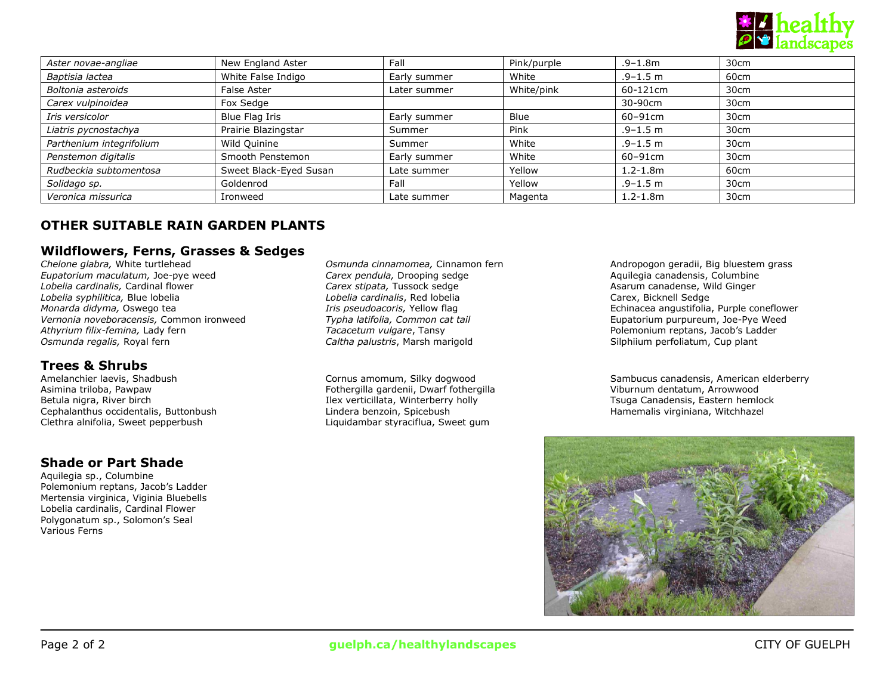| | | | | | |
|---|---|---|---|---|---|
| *Aster novae-angliae* | New England Aster | Fall | Pink/purple | .9–1.8m | 30cm |
| *Baptisia lactea* | White False Indigo | Early summer | White | .9–1.5 m | 60cm |
| *Boltonia asteroids* | False Aster | Later summer | White/pink | 60-121cm | 30cm |
| *Carex vulpinoidea* | Fox Sedge | | | 30-90cm | 30cm |
| *Iris versicolor* | Blue Flag Iris | Early summer | Blue | 60–91cm | 30cm |
| *Liatris pycnostachya* | Prairie Blazingstar | Summer | Pink | .9–1.5 m | 30cm |
| *Parthenium integrifolium* | Wild Quinine | Summer | White | .9–1.5 m | 30cm |
| *Penstemon digitalis* | Smooth Penstemon | Early summer | White | 60–91cm | 30cm |
| *Rudbeckia subtomentosa* | Sweet Black-Eyed Susan | Late summer | Yellow | 1.2-1.8m | 60cm |
| *Solidago sp.* | Goldenrod | Fall | Yellow | .9–1.5 m | 30cm |
| *Veronica missurica* | Ironweed | Late summer | Magenta | 1.2-1.8m | 30cm |

## OTHER SUITABLE RAIN GARDEN PLANTS

### Wildflowers, Ferns, Grasses & Sedges

*Chelone glabra,* White turtlehead
*Eupatorium maculatum,* Joe-pye weed
*Lobelia cardinalis,* Cardinal flower
*Lobelia syphilitica,* Blue lobelia
*Monarda didyma,* Oswego tea
*Vernonia noveboracensis,* Common ironweed
*Athyrium filix-femina,* Lady fern
*Osmunda regalis,* Royal fern
*Osmunda cinnamomea,* Cinnamon fern
*Carex pendula,* Drooping sedge
*Carex stipata,* Tussock sedge
*Lobelia cardinalis*, Red lobelia
*Iris pseudoacoris,* Yellow flag
*Typha latifolia, Common cat tail*
*Tacacetum vulgare*, Tansy
*Caltha palustris*, Marsh marigold
Andropogon geradii, Big bluestem grass
Aquilegia canadensis, Columbine
Asarum canadense, Wild Ginger
Carex, Bicknell Sedge
Echinacea angustifolia, Purple coneflower
Eupatorium purpureum, Joe-Pye Weed
Polemonium reptans, Jacob's Ladder
Silphiium perfoliatum, Cup plant

### Trees & Shrubs

Amelanchier laevis, Shadbush
Asimina triloba, Pawpaw
Betula nigra, River birch
Cephalanthus occidentalis, Buttonbush
Clethra alnifolia, Sweet pepperbush
Cornus amomum, Silky dogwood
Fothergilla gardenii, Dwarf fothergilla
Ilex verticillata, Winterberry holly
Lindera benzoin, Spicebush
Liquidambar styraciflua, Sweet gum
Sambucus canadensis, American elderberry
Viburnum dentatum, Arrowwood
Tsuga Canadensis, Eastern hemlock
Hamemalis virginiana, Witchhazel

### Shade or Part Shade

Aquilegia sp., Columbine
Polemonium reptans, Jacob's Ladder
Mertensia virginica, Viginia Bluebells
Lobelia cardinalis, Cardinal Flower
Polygonatum sp., Solomon's Seal
Various Ferns